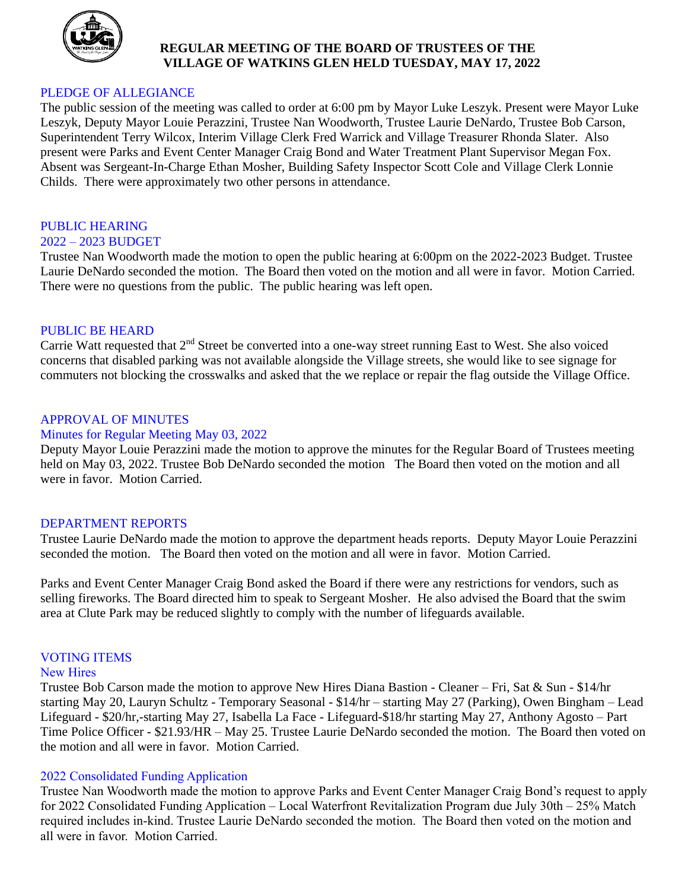# REGULAR MEETING OF THE BOARD OF TRUSTEES OF THE VILLAGE OF WATKINS GLEN HELD TUESDAY, MAY 17, 2022

## PLEDGE OF ALLEGIANCE

The public session of the meeting was called to order at 6:00 pm by Mayor Luke Leszyk. Present were Mayor Luke Leszyk, Deputy Mayor Louie Perazzini, Trustee Nan Woodworth, Trustee Laurie DeNardo, Trustee Bob Carson, Superintendent Terry Wilcox, Interim Village Clerk Fred Warrick and Village Treasurer Rhonda Slater. Also present were Parks and Event Center Manager Craig Bond and Water Treatment Plant Supervisor Megan Fox. Absent was Sergeant-In-Charge Ethan Mosher, Building Safety Inspector Scott Cole and Village Clerk Lonnie Childs. There were approximately two other persons in attendance.

## PUBLIC HEARING

### 2022 – 2023 BUDGET

Trustee Nan Woodworth made the motion to open the public hearing at 6:00pm on the 2022-2023 Budget. Trustee Laurie DeNardo seconded the motion. The Board then voted on the motion and all were in favor. Motion Carried. There were no questions from the public. The public hearing was left open.

## PUBLIC BE HEARD

Carrie Watt requested that 2nd Street be converted into a one-way street running East to West. She also voiced concerns that disabled parking was not available alongside the Village streets, she would like to see signage for commuters not blocking the crosswalks and asked that the we replace or repair the flag outside the Village Office.

## APPROVAL OF MINUTES

### Minutes for Regular Meeting May 03, 2022

Deputy Mayor Louie Perazzini made the motion to approve the minutes for the Regular Board of Trustees meeting held on May 03, 2022. Trustee Bob DeNardo seconded the motion The Board then voted on the motion and all were in favor. Motion Carried.

## DEPARTMENT REPORTS

Trustee Laurie DeNardo made the motion to approve the department heads reports. Deputy Mayor Louie Perazzini seconded the motion. The Board then voted on the motion and all were in favor. Motion Carried.

Parks and Event Center Manager Craig Bond asked the Board if there were any restrictions for vendors, such as selling fireworks. The Board directed him to speak to Sergeant Mosher. He also advised the Board that the swim area at Clute Park may be reduced slightly to comply with the number of lifeguards available.

## VOTING ITEMS

### New Hires

Trustee Bob Carson made the motion to approve New Hires Diana Bastion - Cleaner – Fri, Sat & Sun - $14/hr starting May 20, Lauryn Schultz - Temporary Seasonal - $14/hr – starting May 27 (Parking), Owen Bingham – Lead Lifeguard - $20/hr,-starting May 27, Isabella La Face - Lifeguard-$18/hr starting May 27, Anthony Agosto – Part Time Police Officer - $21.93/HR – May 25. Trustee Laurie DeNardo seconded the motion. The Board then voted on the motion and all were in favor. Motion Carried.

### 2022 Consolidated Funding Application

Trustee Nan Woodworth made the motion to approve Parks and Event Center Manager Craig Bond's request to apply for 2022 Consolidated Funding Application – Local Waterfront Revitalization Program due July 30th – 25% Match required includes in-kind. Trustee Laurie DeNardo seconded the motion. The Board then voted on the motion and all were in favor. Motion Carried.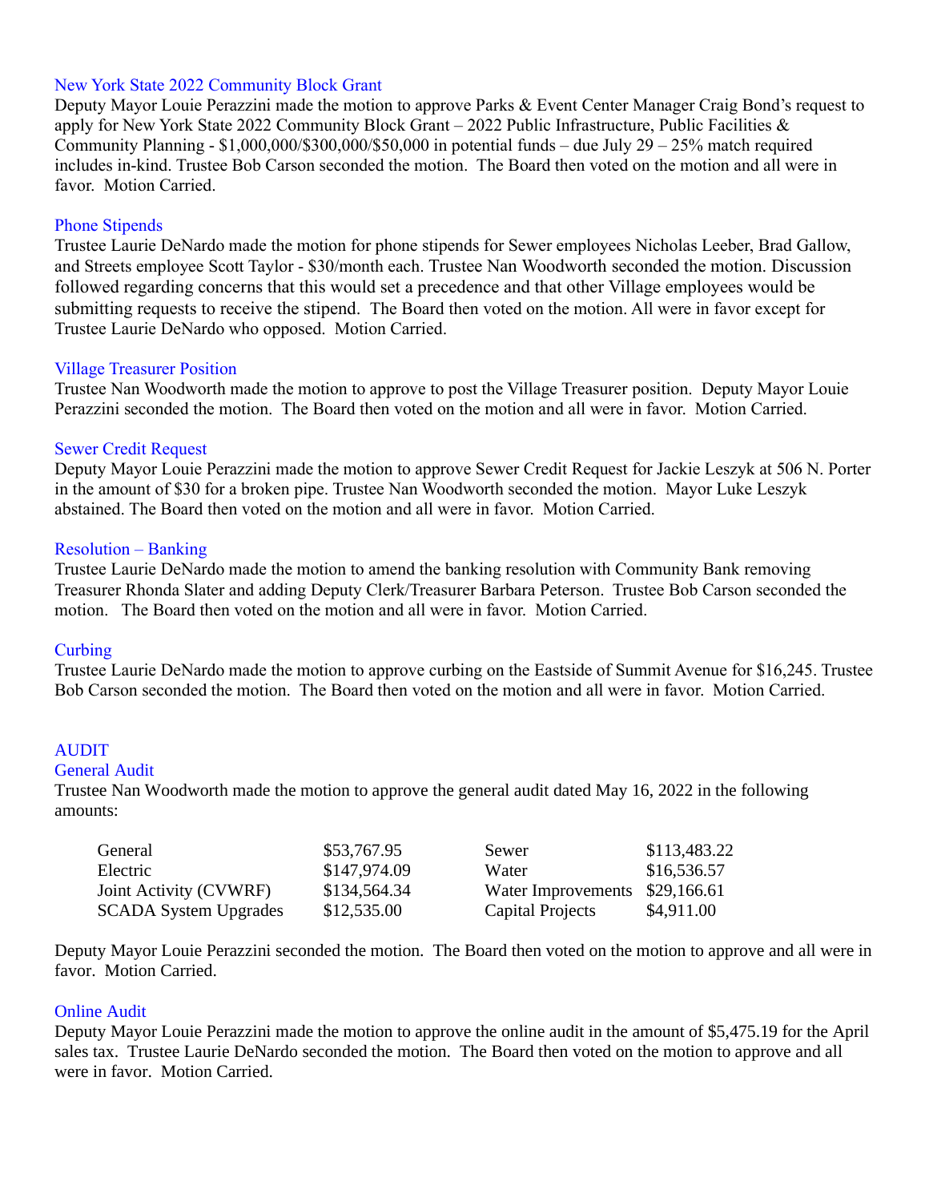### New York State 2022 Community Block Grant

Deputy Mayor Louie Perazzini made the motion to approve Parks & Event Center Manager Craig Bond's request to apply for New York State 2022 Community Block Grant – 2022 Public Infrastructure, Public Facilities & Community Planning - $1,000,000/$300,000/$50,000 in potential funds – due July 29 – 25% match required includes in-kind. Trustee Bob Carson seconded the motion. The Board then voted on the motion and all were in favor. Motion Carried.

### Phone Stipends

Trustee Laurie DeNardo made the motion for phone stipends for Sewer employees Nicholas Leeber, Brad Gallow, and Streets employee Scott Taylor - $30/month each. Trustee Nan Woodworth seconded the motion. Discussion followed regarding concerns that this would set a precedence and that other Village employees would be submitting requests to receive the stipend. The Board then voted on the motion. All were in favor except for Trustee Laurie DeNardo who opposed. Motion Carried.

### Village Treasurer Position

Trustee Nan Woodworth made the motion to approve to post the Village Treasurer position. Deputy Mayor Louie Perazzini seconded the motion. The Board then voted on the motion and all were in favor. Motion Carried.

### Sewer Credit Request

Deputy Mayor Louie Perazzini made the motion to approve Sewer Credit Request for Jackie Leszyk at 506 N. Porter in the amount of $30 for a broken pipe. Trustee Nan Woodworth seconded the motion. Mayor Luke Leszyk abstained. The Board then voted on the motion and all were in favor. Motion Carried.

### Resolution – Banking

Trustee Laurie DeNardo made the motion to amend the banking resolution with Community Bank removing Treasurer Rhonda Slater and adding Deputy Clerk/Treasurer Barbara Peterson. Trustee Bob Carson seconded the motion. The Board then voted on the motion and all were in favor. Motion Carried.

### Curbing

Trustee Laurie DeNardo made the motion to approve curbing on the Eastside of Summit Avenue for $16,245. Trustee Bob Carson seconded the motion. The Board then voted on the motion and all were in favor. Motion Carried.

## AUDIT

### General Audit

Trustee Nan Woodworth made the motion to approve the general audit dated May 16, 2022 in the following amounts:

| | | | |
|---|---|---|---|
| General | $53,767.95 | Sewer | $113,483.22 |
| Electric | $147,974.09 | Water | $16,536.57 |
| Joint Activity (CVWRF) | $134,564.34 | Water Improvements | $29,166.61 |
| SCADA System Upgrades | $12,535.00 | Capital Projects | $4,911.00 |

Deputy Mayor Louie Perazzini seconded the motion. The Board then voted on the motion to approve and all were in favor. Motion Carried.

### Online Audit

Deputy Mayor Louie Perazzini made the motion to approve the online audit in the amount of $5,475.19 for the April sales tax. Trustee Laurie DeNardo seconded the motion. The Board then voted on the motion to approve and all were in favor. Motion Carried.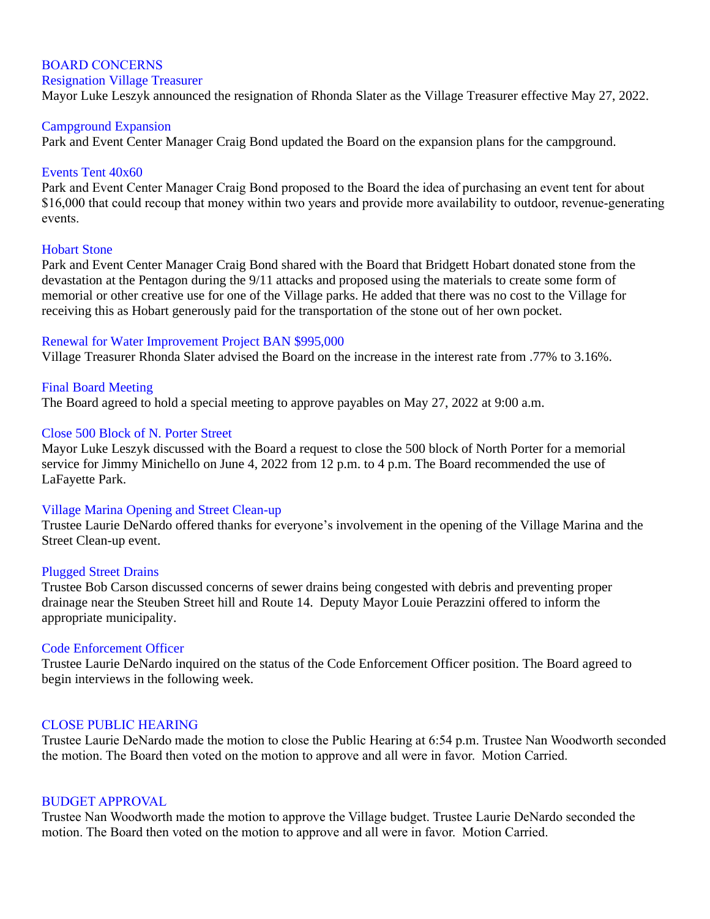## BOARD CONCERNS

### Resignation Village Treasurer

Mayor Luke Leszyk announced the resignation of Rhonda Slater as the Village Treasurer effective May 27, 2022.

### Campground Expansion

Park and Event Center Manager Craig Bond updated the Board on the expansion plans for the campground.

### Events Tent 40x60

Park and Event Center Manager Craig Bond proposed to the Board the idea of purchasing an event tent for about $16,000 that could recoup that money within two years and provide more availability to outdoor, revenue-generating events.

### Hobart Stone

Park and Event Center Manager Craig Bond shared with the Board that Bridgett Hobart donated stone from the devastation at the Pentagon during the 9/11 attacks and proposed using the materials to create some form of memorial or other creative use for one of the Village parks. He added that there was no cost to the Village for receiving this as Hobart generously paid for the transportation of the stone out of her own pocket.

### Renewal for Water Improvement Project BAN $995,000

Village Treasurer Rhonda Slater advised the Board on the increase in the interest rate from .77% to 3.16%.

### Final Board Meeting

The Board agreed to hold a special meeting to approve payables on May 27, 2022 at 9:00 a.m.

### Close 500 Block of N. Porter Street

Mayor Luke Leszyk discussed with the Board a request to close the 500 block of North Porter for a memorial service for Jimmy Minichello on June 4, 2022 from 12 p.m. to 4 p.m. The Board recommended the use of LaFayette Park.

### Village Marina Opening and Street Clean-up

Trustee Laurie DeNardo offered thanks for everyone's involvement in the opening of the Village Marina and the Street Clean-up event.

### Plugged Street Drains

Trustee Bob Carson discussed concerns of sewer drains being congested with debris and preventing proper drainage near the Steuben Street hill and Route 14. Deputy Mayor Louie Perazzini offered to inform the appropriate municipality.

### Code Enforcement Officer

Trustee Laurie DeNardo inquired on the status of the Code Enforcement Officer position. The Board agreed to begin interviews in the following week.

## CLOSE PUBLIC HEARING

Trustee Laurie DeNardo made the motion to close the Public Hearing at 6:54 p.m. Trustee Nan Woodworth seconded the motion. The Board then voted on the motion to approve and all were in favor. Motion Carried.

## BUDGET APPROVAL

Trustee Nan Woodworth made the motion to approve the Village budget. Trustee Laurie DeNardo seconded the motion. The Board then voted on the motion to approve and all were in favor. Motion Carried.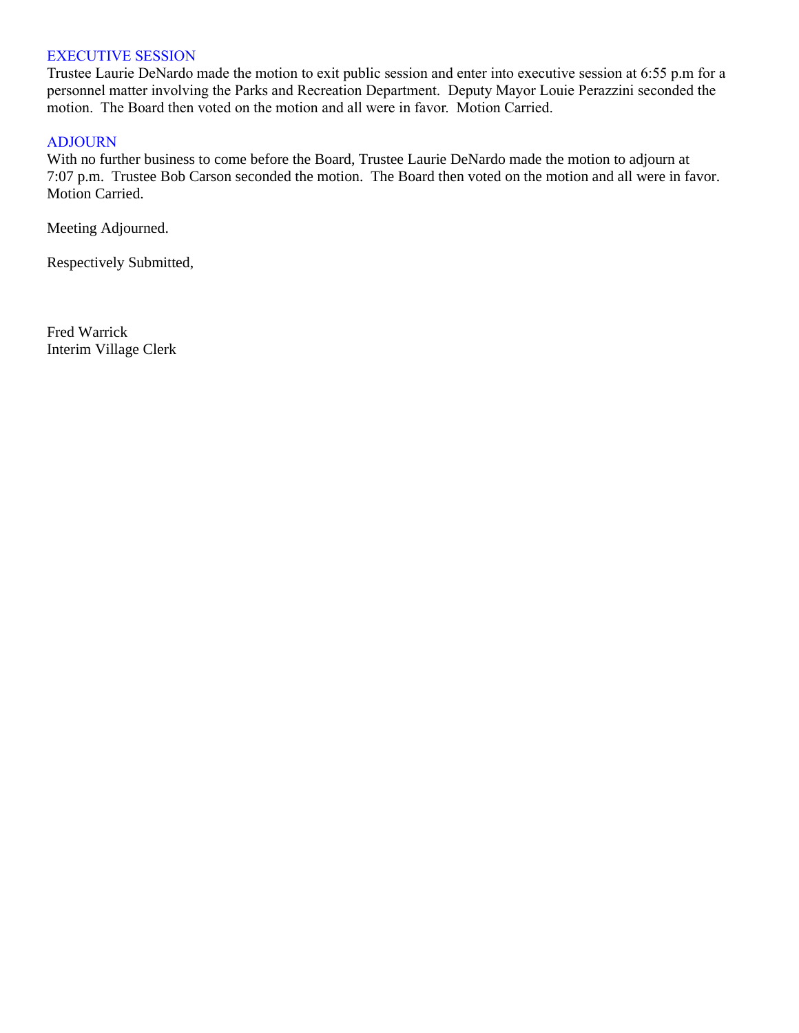## EXECUTIVE SESSION

Trustee Laurie DeNardo made the motion to exit public session and enter into executive session at 6:55 p.m for a personnel matter involving the Parks and Recreation Department. Deputy Mayor Louie Perazzini seconded the motion. The Board then voted on the motion and all were in favor. Motion Carried.

## ADJOURN

With no further business to come before the Board, Trustee Laurie DeNardo made the motion to adjourn at 7:07 p.m. Trustee Bob Carson seconded the motion. The Board then voted on the motion and all were in favor. Motion Carried.

Meeting Adjourned.

Respectively Submitted,

Fred Warrick
Interim Village Clerk